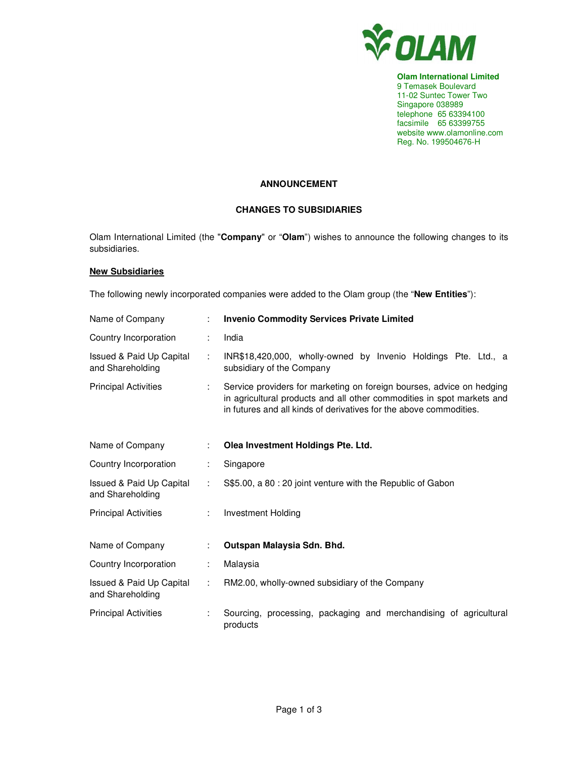**Olam International Limited**
9 Temasek Boulevard
11-02 Suntec Tower Two
Singapore 038989
telephone 65 63394100
facsimile 65 63399755
website www.olamonline.com
Reg. No. 199504676-H

## ANNOUNCEMENT

## CHANGES TO SUBSIDIARIES

Olam International Limited (the "**Company**" or "**Olam**") wishes to announce the following changes to its subsidiaries.

### New Subsidiaries

The following newly incorporated companies were added to the Olam group (the "**New Entities**"):

| | | |
|---|---|---|
| Name of Company | : | **Invenio Commodity Services Private Limited** |
| Country Incorporation | : | India |
| Issued & Paid Up Capital and Shareholding | : | INR$18,420,000, wholly-owned by Invenio Holdings Pte. Ltd., a subsidiary of the Company |
| Principal Activities | : | Service providers for marketing on foreign bourses, advice on hedging in agricultural products and all other commodities in spot markets and in futures and all kinds of derivatives for the above commodities. |

| | | |
|---|---|---|
| Name of Company | : | **Olea Investment Holdings Pte. Ltd.** |
| Country Incorporation | : | Singapore |
| Issued & Paid Up Capital and Shareholding | : | S$5.00, a 80 : 20 joint venture with the Republic of Gabon |
| Principal Activities | : | Investment Holding |

| | | |
|---|---|---|
| Name of Company | : | **Outspan Malaysia Sdn. Bhd.** |
| Country Incorporation | : | Malaysia |
| Issued & Paid Up Capital and Shareholding | : | RM2.00, wholly-owned subsidiary of the Company |
| Principal Activities | : | Sourcing, processing, packaging and merchandising of agricultural products |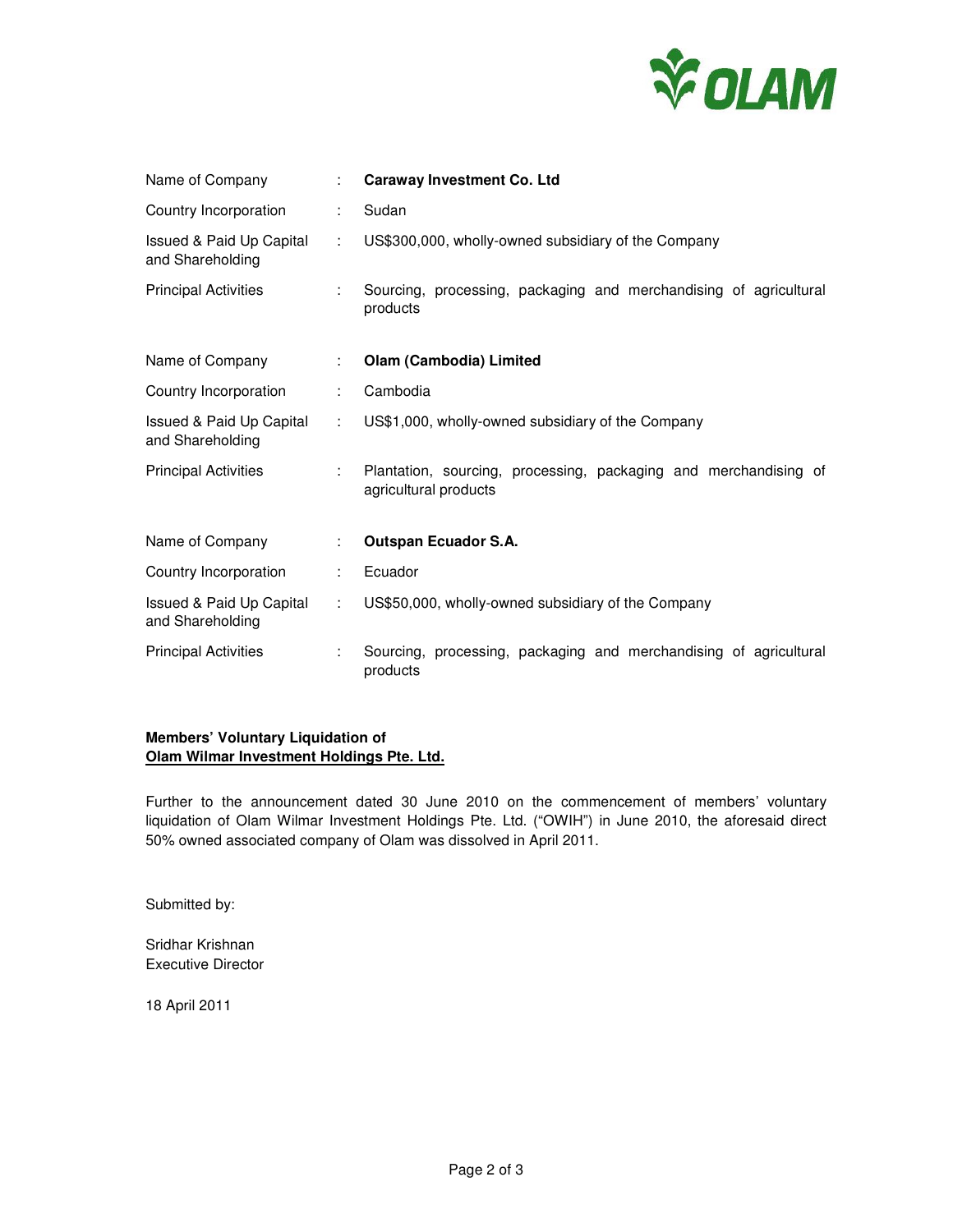| | | |
|---|---|---|
| Name of Company | : | **Caraway Investment Co. Ltd** |
| Country Incorporation | : | Sudan |
| Issued & Paid Up Capital and Shareholding | : | US$300,000, wholly-owned subsidiary of the Company |
| Principal Activities | : | Sourcing, processing, packaging and merchandising of agricultural products |

| | | |
|---|---|---|
| Name of Company | : | **Olam (Cambodia) Limited** |
| Country Incorporation | : | Cambodia |
| Issued & Paid Up Capital and Shareholding | : | US$1,000, wholly-owned subsidiary of the Company |
| Principal Activities | : | Plantation, sourcing, processing, packaging and merchandising of agricultural products |

| | | |
|---|---|---|
| Name of Company | : | **Outspan Ecuador S.A.** |
| Country Incorporation | : | Ecuador |
| Issued & Paid Up Capital and Shareholding | : | US$50,000, wholly-owned subsidiary of the Company |
| Principal Activities | : | Sourcing, processing, packaging and merchandising of agricultural products |

**Members' Voluntary Liquidation of**
**Olam Wilmar Investment Holdings Pte. Ltd.**

Further to the announcement dated 30 June 2010 on the commencement of members' voluntary liquidation of Olam Wilmar Investment Holdings Pte. Ltd. ("OWIH") in June 2010, the aforesaid direct 50% owned associated company of Olam was dissolved in April 2011.

Submitted by:

Sridhar Krishnan
Executive Director

18 April 2011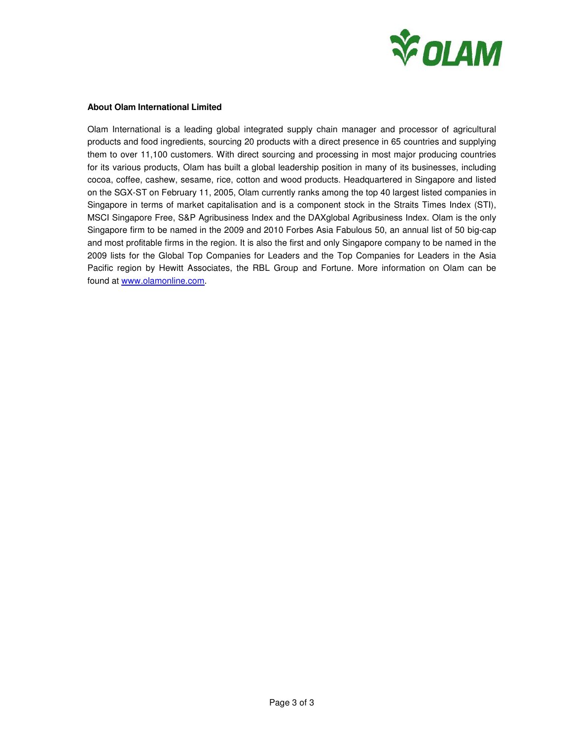**About Olam International Limited**

Olam International is a leading global integrated supply chain manager and processor of agricultural products and food ingredients, sourcing 20 products with a direct presence in 65 countries and supplying them to over 11,100 customers. With direct sourcing and processing in most major producing countries for its various products, Olam has built a global leadership position in many of its businesses, including cocoa, coffee, cashew, sesame, rice, cotton and wood products. Headquartered in Singapore and listed on the SGX-ST on February 11, 2005, Olam currently ranks among the top 40 largest listed companies in Singapore in terms of market capitalisation and is a component stock in the Straits Times Index (STI), MSCI Singapore Free, S&P Agribusiness Index and the DAXglobal Agribusiness Index. Olam is the only Singapore firm to be named in the 2009 and 2010 Forbes Asia Fabulous 50, an annual list of 50 big-cap and most profitable firms in the region. It is also the first and only Singapore company to be named in the 2009 lists for the Global Top Companies for Leaders and the Top Companies for Leaders in the Asia Pacific region by Hewitt Associates, the RBL Group and Fortune. More information on Olam can be found at www.olamonline.com.